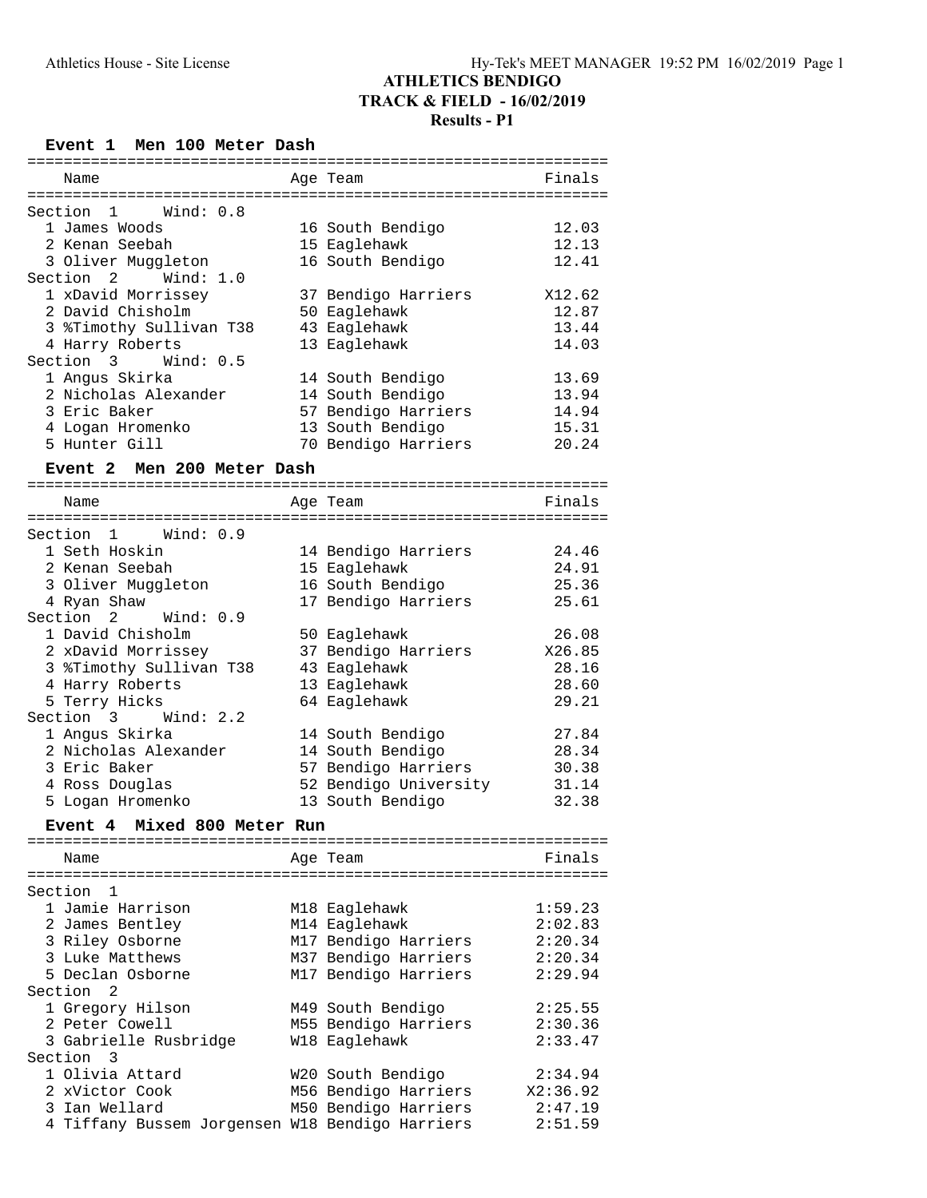# ATHLETICS BENDIGO

## TRACK & FIELD - 16/02/2019

### Results - P1

### Event 1 Men 100 Meter Dash

| Name | Age | Team | Finals |
|---|---|---|---|
| **Section 1 Wind: 0.8** | | | |
| 1 James Woods | 16 | South Bendigo | 12.03 |
| 2 Kenan Seebah | 15 | Eaglehawk | 12.13 |
| 3 Oliver Muggleton | 16 | South Bendigo | 12.41 |
| **Section 2 Wind: 1.0** | | | |
| 1 xDavid Morrissey | 37 | Bendigo Harriers | X12.62 |
| 2 David Chisholm | 50 | Eaglehawk | 12.87 |
| 3 %Timothy Sullivan T38 | 43 | Eaglehawk | 13.44 |
| 4 Harry Roberts | 13 | Eaglehawk | 14.03 |
| **Section 3 Wind: 0.5** | | | |
| 1 Angus Skirka | 14 | South Bendigo | 13.69 |
| 2 Nicholas Alexander | 14 | South Bendigo | 13.94 |
| 3 Eric Baker | 57 | Bendigo Harriers | 14.94 |
| 4 Logan Hromenko | 13 | South Bendigo | 15.31 |
| 5 Hunter Gill | 70 | Bendigo Harriers | 20.24 |

### Event 2 Men 200 Meter Dash

| Name | Age | Team | Finals |
|---|---|---|---|
| **Section 1 Wind: 0.9** | | | |
| 1 Seth Hoskin | 14 | Bendigo Harriers | 24.46 |
| 2 Kenan Seebah | 15 | Eaglehawk | 24.91 |
| 3 Oliver Muggleton | 16 | South Bendigo | 25.36 |
| 4 Ryan Shaw | 17 | Bendigo Harriers | 25.61 |
| **Section 2 Wind: 0.9** | | | |
| 1 David Chisholm | 50 | Eaglehawk | 26.08 |
| 2 xDavid Morrissey | 37 | Bendigo Harriers | X26.85 |
| 3 %Timothy Sullivan T38 | 43 | Eaglehawk | 28.16 |
| 4 Harry Roberts | 13 | Eaglehawk | 28.60 |
| 5 Terry Hicks | 64 | Eaglehawk | 29.21 |
| **Section 3 Wind: 2.2** | | | |
| 1 Angus Skirka | 14 | South Bendigo | 27.84 |
| 2 Nicholas Alexander | 14 | South Bendigo | 28.34 |
| 3 Eric Baker | 57 | Bendigo Harriers | 30.38 |
| 4 Ross Douglas | 52 | Bendigo University | 31.14 |
| 5 Logan Hromenko | 13 | South Bendigo | 32.38 |

### Event 4 Mixed 800 Meter Run

| Name | Age | Team | Finals |
|---|---|---|---|
| **Section 1** | | | |
| 1 Jamie Harrison | M18 | Eaglehawk | 1:59.23 |
| 2 James Bentley | M14 | Eaglehawk | 2:02.83 |
| 3 Riley Osborne | M17 | Bendigo Harriers | 2:20.34 |
| 3 Luke Matthews | M37 | Bendigo Harriers | 2:20.34 |
| 5 Declan Osborne | M17 | Bendigo Harriers | 2:29.94 |
| **Section 2** | | | |
| 1 Gregory Hilson | M49 | South Bendigo | 2:25.55 |
| 2 Peter Cowell | M55 | Bendigo Harriers | 2:30.36 |
| 3 Gabrielle Rusbridge | W18 | Eaglehawk | 2:33.47 |
| **Section 3** | | | |
| 1 Olivia Attard | W20 | South Bendigo | 2:34.94 |
| 2 xVictor Cook | M56 | Bendigo Harriers | X2:36.92 |
| 3 Ian Wellard | M50 | Bendigo Harriers | 2:47.19 |
| 4 Tiffany Bussem Jorgensen | W18 | Bendigo Harriers | 2:51.59 |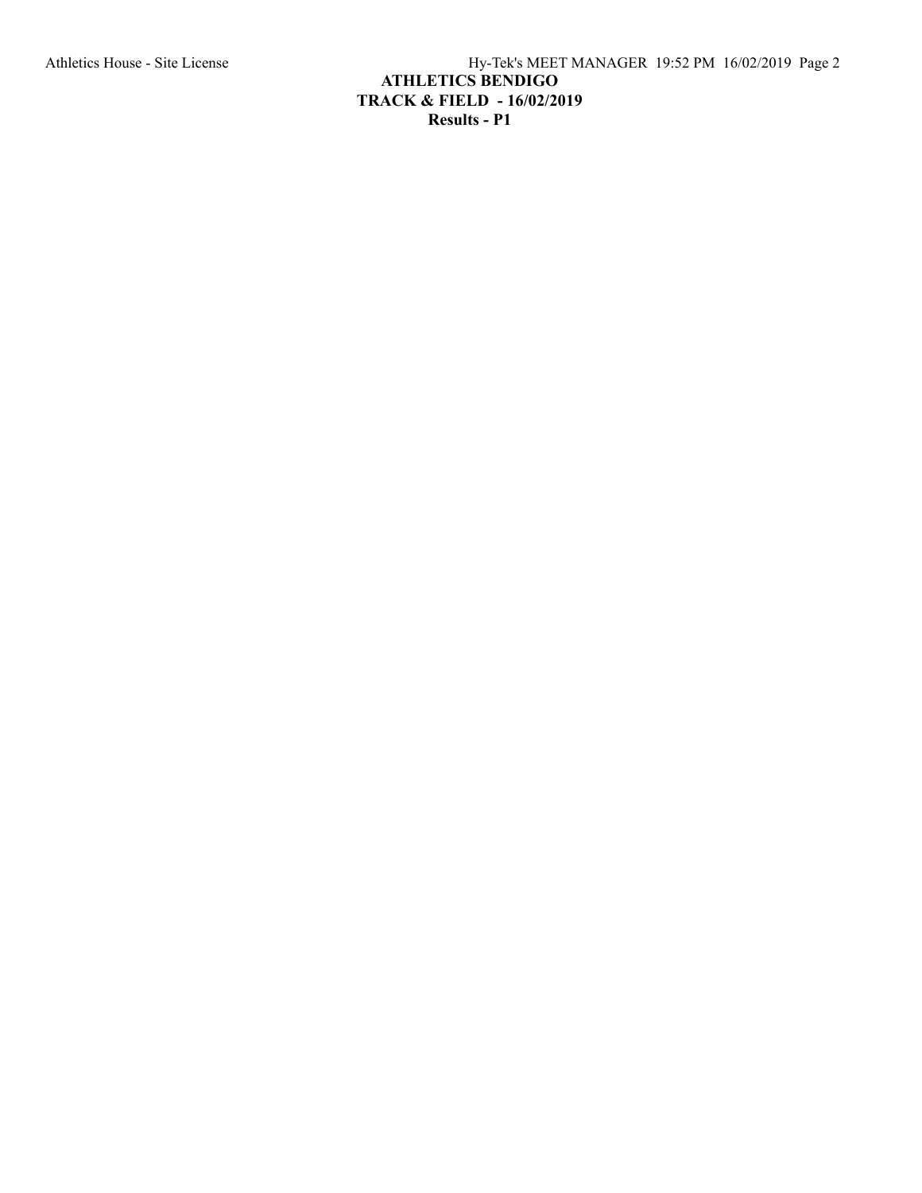**ATHLETICS BENDIGO**

**TRACK & FIELD - 16/02/2019**

**Results - P1**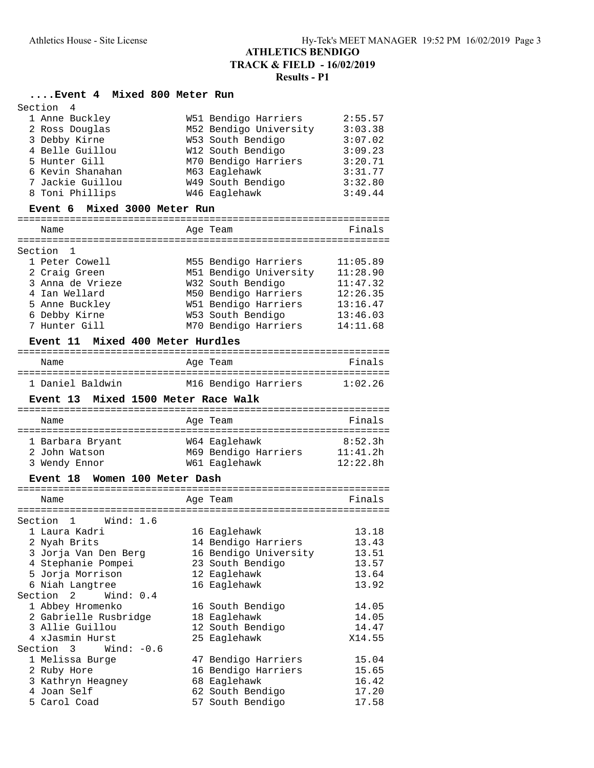# ATHLETICS BENDIGO

## TRACK & FIELD - 16/02/2019

### Results - P1

#### ....Event 4 Mixed 800 Meter Run

| Name | Age | Team | Finals |
|---|---|---|---|
| Section 4 | | | |
| 1 Anne Buckley | W51 | Bendigo Harriers | 2:55.57 |
| 2 Ross Douglas | M52 | Bendigo University | 3:03.38 |
| 3 Debby Kirne | W53 | South Bendigo | 3:07.02 |
| 4 Belle Guillou | W12 | South Bendigo | 3:09.23 |
| 5 Hunter Gill | M70 | Bendigo Harriers | 3:20.71 |
| 6 Kevin Shanahan | M63 | Eaglehawk | 3:31.77 |
| 7 Jackie Guillou | W49 | South Bendigo | 3:32.80 |
| 8 Toni Phillips | W46 | Eaglehawk | 3:49.44 |

#### Event 6 Mixed 3000 Meter Run

| Name | Age | Team | Finals |
|---|---|---|---|
| Section 1 | | | |
| 1 Peter Cowell | M55 | Bendigo Harriers | 11:05.89 |
| 2 Craig Green | M51 | Bendigo University | 11:28.90 |
| 3 Anna de Vrieze | W32 | South Bendigo | 11:47.32 |
| 4 Ian Wellard | M50 | Bendigo Harriers | 12:26.35 |
| 5 Anne Buckley | W51 | Bendigo Harriers | 13:16.47 |
| 6 Debby Kirne | W53 | South Bendigo | 13:46.03 |
| 7 Hunter Gill | M70 | Bendigo Harriers | 14:11.68 |

#### Event 11 Mixed 400 Meter Hurdles

| Name | Age | Team | Finals |
|---|---|---|---|
| 1 Daniel Baldwin | M16 | Bendigo Harriers | 1:02.26 |

#### Event 13 Mixed 1500 Meter Race Walk

| Name | Age | Team | Finals |
|---|---|---|---|
| 1 Barbara Bryant | W64 | Eaglehawk | 8:52.3h |
| 2 John Watson | M69 | Bendigo Harriers | 11:41.2h |
| 3 Wendy Ennor | W61 | Eaglehawk | 12:22.8h |

#### Event 18 Women 100 Meter Dash

| Name | Age | Team | Finals |
|---|---|---|---|
| Section 1 Wind: 1.6 | | | |
| 1 Laura Kadri | 16 | Eaglehawk | 13.18 |
| 2 Nyah Brits | 14 | Bendigo Harriers | 13.43 |
| 3 Jorja Van Den Berg | 16 | Bendigo University | 13.51 |
| 4 Stephanie Pompei | 23 | South Bendigo | 13.57 |
| 5 Jorja Morrison | 12 | Eaglehawk | 13.64 |
| 6 Niah Langtree | 16 | Eaglehawk | 13.92 |
| Section 2 Wind: 0.4 | | | |
| 1 Abbey Hromenko | 16 | South Bendigo | 14.05 |
| 2 Gabrielle Rusbridge | 18 | Eaglehawk | 14.05 |
| 3 Allie Guillou | 12 | South Bendigo | 14.47 |
| 4 xJasmin Hurst | 25 | Eaglehawk | X14.55 |
| Section 3 Wind: -0.6 | | | |
| 1 Melissa Burge | 47 | Bendigo Harriers | 15.04 |
| 2 Ruby Hore | 16 | Bendigo Harriers | 15.65 |
| 3 Kathryn Heagney | 68 | Eaglehawk | 16.42 |
| 4 Joan Self | 62 | South Bendigo | 17.20 |
| 5 Carol Coad | 57 | South Bendigo | 17.58 |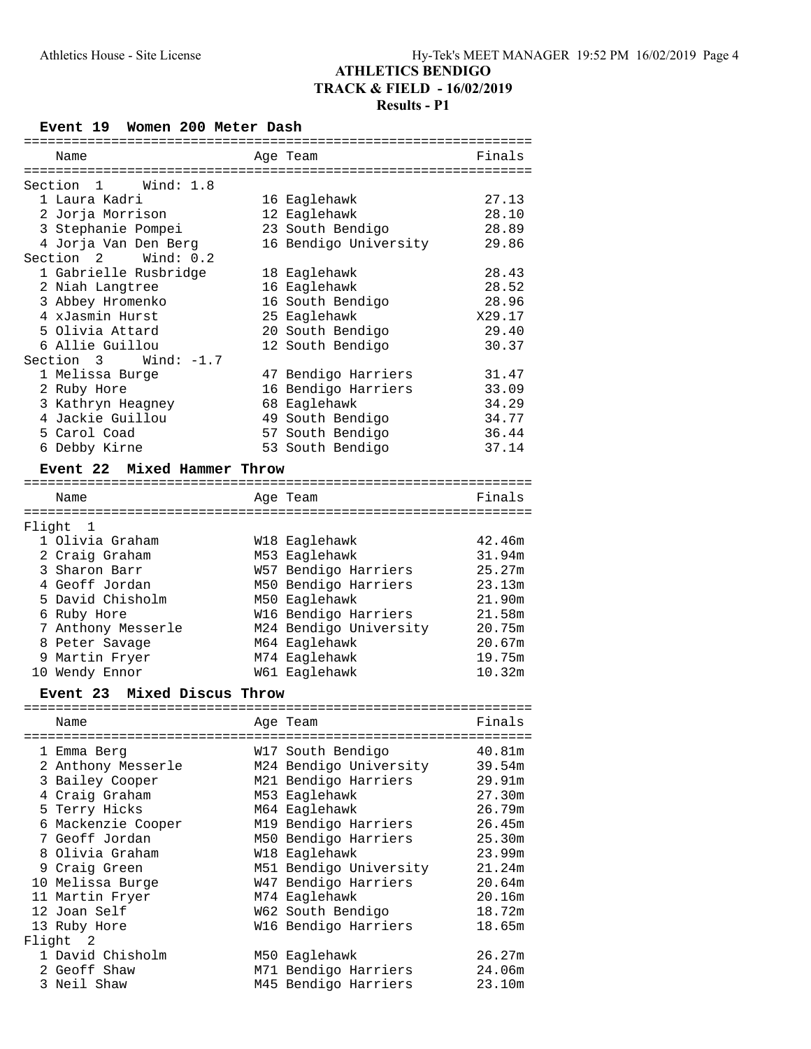# ATHLETICS BENDIGO

## TRACK & FIELD - 16/02/2019

### Results - P1

### Event 19 Women 200 Meter Dash

| | Name | Age | Team | Finals |
|---|---|---|---|---|
| **Section 1 Wind: 1.8** | | | | |
| 1 | Laura Kadri | 16 | Eaglehawk | 27.13 |
| 2 | Jorja Morrison | 12 | Eaglehawk | 28.10 |
| 3 | Stephanie Pompei | 23 | South Bendigo | 28.89 |
| 4 | Jorja Van Den Berg | 16 | Bendigo University | 29.86 |
| **Section 2 Wind: 0.2** | | | | |
| 1 | Gabrielle Rusbridge | 18 | Eaglehawk | 28.43 |
| 2 | Niah Langtree | 16 | Eaglehawk | 28.52 |
| 3 | Abbey Hromenko | 16 | South Bendigo | 28.96 |
| 4 | xJasmin Hurst | 25 | Eaglehawk | X29.17 |
| 5 | Olivia Attard | 20 | South Bendigo | 29.40 |
| 6 | Allie Guillou | 12 | South Bendigo | 30.37 |
| **Section 3 Wind: -1.7** | | | | |
| 1 | Melissa Burge | 47 | Bendigo Harriers | 31.47 |
| 2 | Ruby Hore | 16 | Bendigo Harriers | 33.09 |
| 3 | Kathryn Heagney | 68 | Eaglehawk | 34.29 |
| 4 | Jackie Guillou | 49 | South Bendigo | 34.77 |
| 5 | Carol Coad | 57 | South Bendigo | 36.44 |
| 6 | Debby Kirne | 53 | South Bendigo | 37.14 |

### Event 22 Mixed Hammer Throw

| | Name | Age | Team | Finals |
|---|---|---|---|---|
| **Flight 1** | | | | |
| 1 | Olivia Graham | W18 | Eaglehawk | 42.46m |
| 2 | Craig Graham | M53 | Eaglehawk | 31.94m |
| 3 | Sharon Barr | W57 | Bendigo Harriers | 25.27m |
| 4 | Geoff Jordan | M50 | Bendigo Harriers | 23.13m |
| 5 | David Chisholm | M50 | Eaglehawk | 21.90m |
| 6 | Ruby Hore | W16 | Bendigo Harriers | 21.58m |
| 7 | Anthony Messerle | M24 | Bendigo University | 20.75m |
| 8 | Peter Savage | M64 | Eaglehawk | 20.67m |
| 9 | Martin Fryer | M74 | Eaglehawk | 19.75m |
| 10 | Wendy Ennor | W61 | Eaglehawk | 10.32m |

### Event 23 Mixed Discus Throw

| | Name | Age | Team | Finals |
|---|---|---|---|---|
| 1 | Emma Berg | W17 | South Bendigo | 40.81m |
| 2 | Anthony Messerle | M24 | Bendigo University | 39.54m |
| 3 | Bailey Cooper | M21 | Bendigo Harriers | 29.91m |
| 4 | Craig Graham | M53 | Eaglehawk | 27.30m |
| 5 | Terry Hicks | M64 | Eaglehawk | 26.79m |
| 6 | Mackenzie Cooper | M19 | Bendigo Harriers | 26.45m |
| 7 | Geoff Jordan | M50 | Bendigo Harriers | 25.30m |
| 8 | Olivia Graham | W18 | Eaglehawk | 23.99m |
| 9 | Craig Green | M51 | Bendigo University | 21.24m |
| 10 | Melissa Burge | W47 | Bendigo Harriers | 20.64m |
| 11 | Martin Fryer | M74 | Eaglehawk | 20.16m |
| 12 | Joan Self | W62 | South Bendigo | 18.72m |
| 13 | Ruby Hore | W16 | Bendigo Harriers | 18.65m |
| **Flight 2** | | | | |
| 1 | David Chisholm | M50 | Eaglehawk | 26.27m |
| 2 | Geoff Shaw | M71 | Bendigo Harriers | 24.06m |
| 3 | Neil Shaw | M45 | Bendigo Harriers | 23.10m |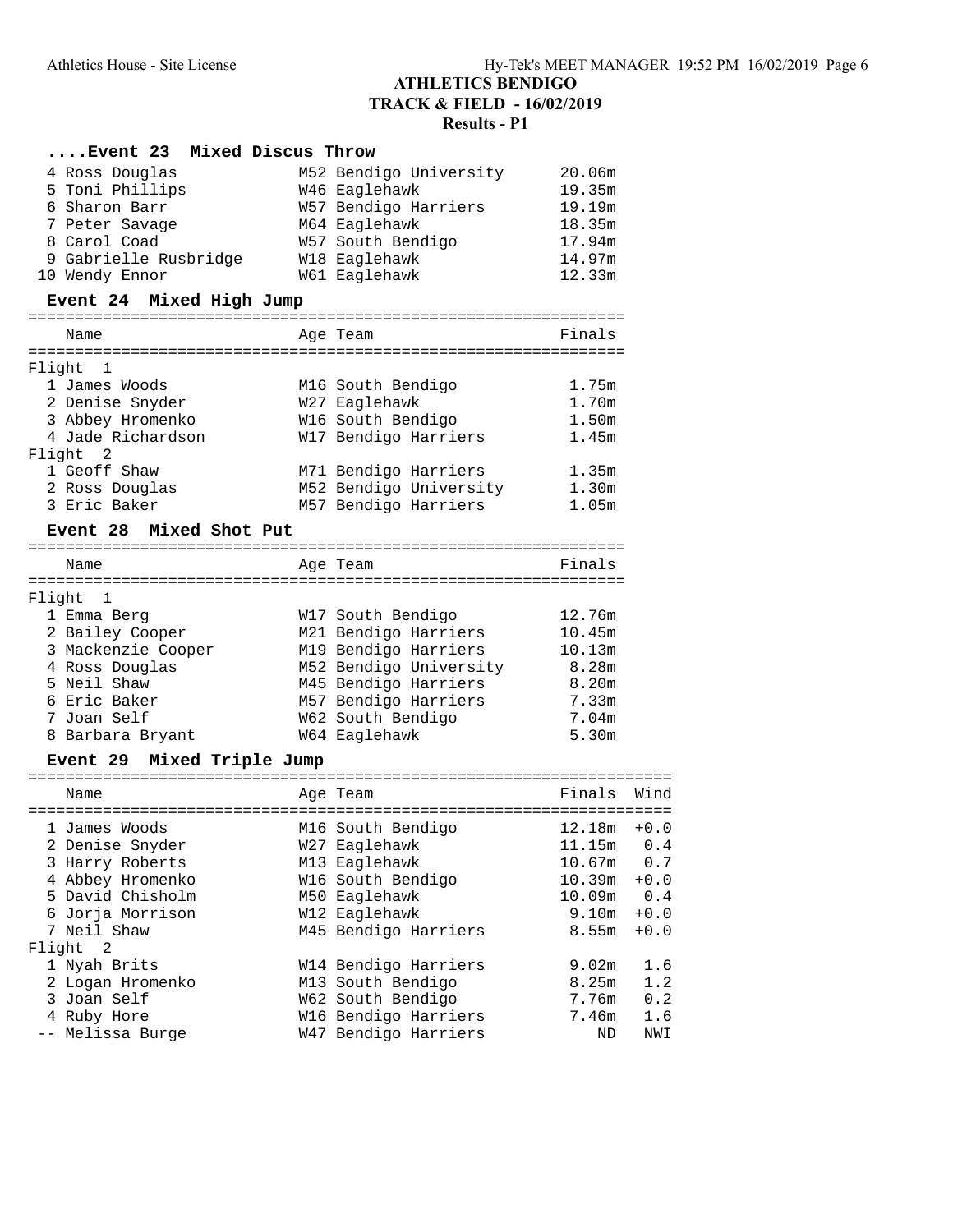# ATHLETICS BENDIGO

## TRACK & FIELD - 16/02/2019

### Results - P1

### ....Event 23 Mixed Discus Throw

| | Name | Age | Team | Finals |
|---|---|---|---|---|
| 4 | Ross Douglas | M52 | Bendigo University | 20.06m |
| 5 | Toni Phillips | W46 | Eaglehawk | 19.35m |
| 6 | Sharon Barr | W57 | Bendigo Harriers | 19.19m |
| 7 | Peter Savage | M64 | Eaglehawk | 18.35m |
| 8 | Carol Coad | W57 | South Bendigo | 17.94m |
| 9 | Gabrielle Rusbridge | W18 | Eaglehawk | 14.97m |
| 10 | Wendy Ennor | W61 | Eaglehawk | 12.33m |

### Event 24 Mixed High Jump

| | Name | Age | Team | Finals |
|---|---|---|---|---|
| Flight 1 | | | | |
| 1 | James Woods | M16 | South Bendigo | 1.75m |
| 2 | Denise Snyder | W27 | Eaglehawk | 1.70m |
| 3 | Abbey Hromenko | W16 | South Bendigo | 1.50m |
| 4 | Jade Richardson | W17 | Bendigo Harriers | 1.45m |
| Flight 2 | | | | |
| 1 | Geoff Shaw | M71 | Bendigo Harriers | 1.35m |
| 2 | Ross Douglas | M52 | Bendigo University | 1.30m |
| 3 | Eric Baker | M57 | Bendigo Harriers | 1.05m |

### Event 28 Mixed Shot Put

| | Name | Age | Team | Finals |
|---|---|---|---|---|
| Flight 1 | | | | |
| 1 | Emma Berg | W17 | South Bendigo | 12.76m |
| 2 | Bailey Cooper | M21 | Bendigo Harriers | 10.45m |
| 3 | Mackenzie Cooper | M19 | Bendigo Harriers | 10.13m |
| 4 | Ross Douglas | M52 | Bendigo University | 8.28m |
| 5 | Neil Shaw | M45 | Bendigo Harriers | 8.20m |
| 6 | Eric Baker | M57 | Bendigo Harriers | 7.33m |
| 7 | Joan Self | W62 | South Bendigo | 7.04m |
| 8 | Barbara Bryant | W64 | Eaglehawk | 5.30m |

### Event 29 Mixed Triple Jump

| | Name | Age | Team | Finals | Wind |
|---|---|---|---|---|---|
| 1 | James Woods | M16 | South Bendigo | 12.18m | +0.0 |
| 2 | Denise Snyder | W27 | Eaglehawk | 11.15m | 0.4 |
| 3 | Harry Roberts | M13 | Eaglehawk | 10.67m | 0.7 |
| 4 | Abbey Hromenko | W16 | South Bendigo | 10.39m | +0.0 |
| 5 | David Chisholm | M50 | Eaglehawk | 10.09m | 0.4 |
| 6 | Jorja Morrison | W12 | Eaglehawk | 9.10m | +0.0 |
| 7 | Neil Shaw | M45 | Bendigo Harriers | 8.55m | +0.0 |
| Flight 2 | | | | | |
| 1 | Nyah Brits | W14 | Bendigo Harriers | 9.02m | 1.6 |
| 2 | Logan Hromenko | M13 | South Bendigo | 8.25m | 1.2 |
| 3 | Joan Self | W62 | South Bendigo | 7.76m | 0.2 |
| 4 | Ruby Hore | W16 | Bendigo Harriers | 7.46m | 1.6 |
| -- | Melissa Burge | W47 | Bendigo Harriers | ND | NWI |